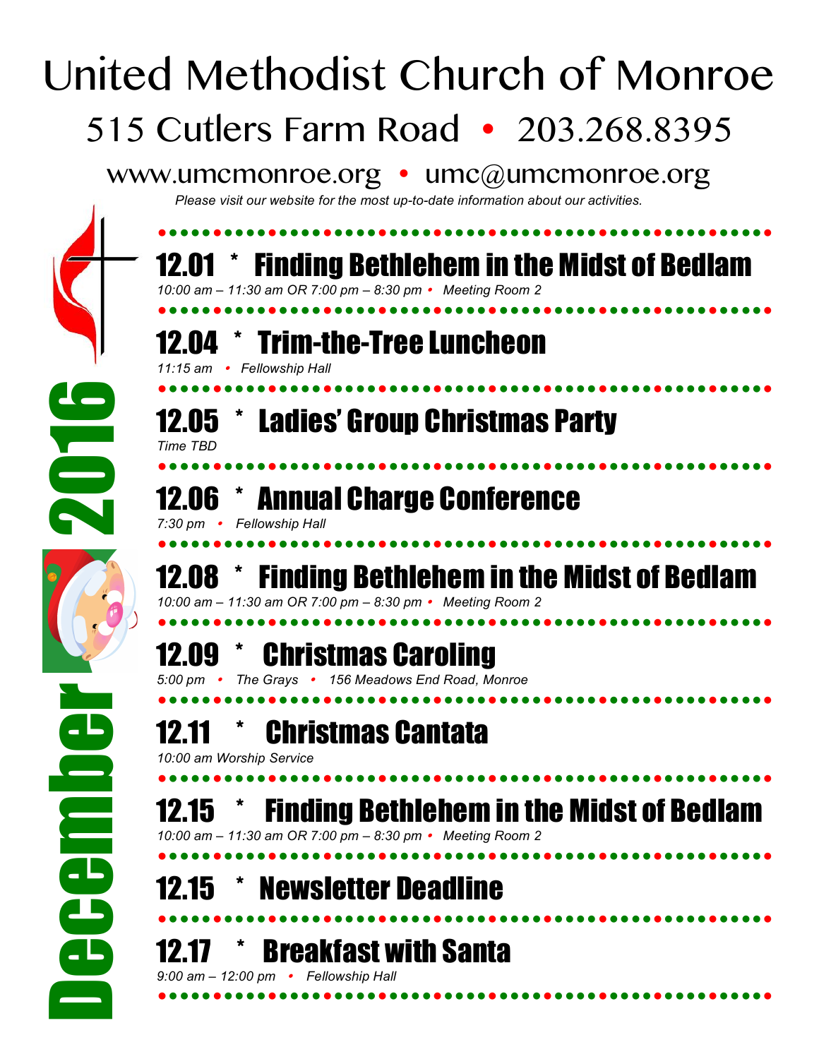# United Methodist Church of Monroe

## 515 Cutlers Farm Road • 203.268.8395

www.umcmonroe.org • umc@umcmonroe.org

*Please visit our website for the most up-to-date information about our activities.*

**December 2016**

### 12.01 * Finding Bethlehem in the Midst of Bedlam

*10:00 am – 11:30 am OR 7:00 pm – 8:30 pm • Meeting Room 2*

### 12.04 * Trim-the-Tree Luncheon

*11:15 am • Fellowship Hall*

### 12.05 * Ladies' Group Christmas Party

*Time TBD*

### 12.06 * Annual Charge Conference

*7:30 pm • Fellowship Hall*

### 12.08 * Finding Bethlehem in the Midst of Bedlam

*10:00 am – 11:30 am OR 7:00 pm – 8:30 pm • Meeting Room 2*

### 12.09 * Christmas Caroling

*5:00 pm • The Grays • 156 Meadows End Road, Monroe*

### 12.11 * Christmas Cantata

*10:00 am Worship Service*

### 12.15 * Finding Bethlehem in the Midst of Bedlam

*10:00 am – 11:30 am OR 7:00 pm – 8:30 pm • Meeting Room 2*

### 12.15 * Newsletter Deadline

### 12.17 * Breakfast with Santa

*9:00 am – 12:00 pm • Fellowship Hall*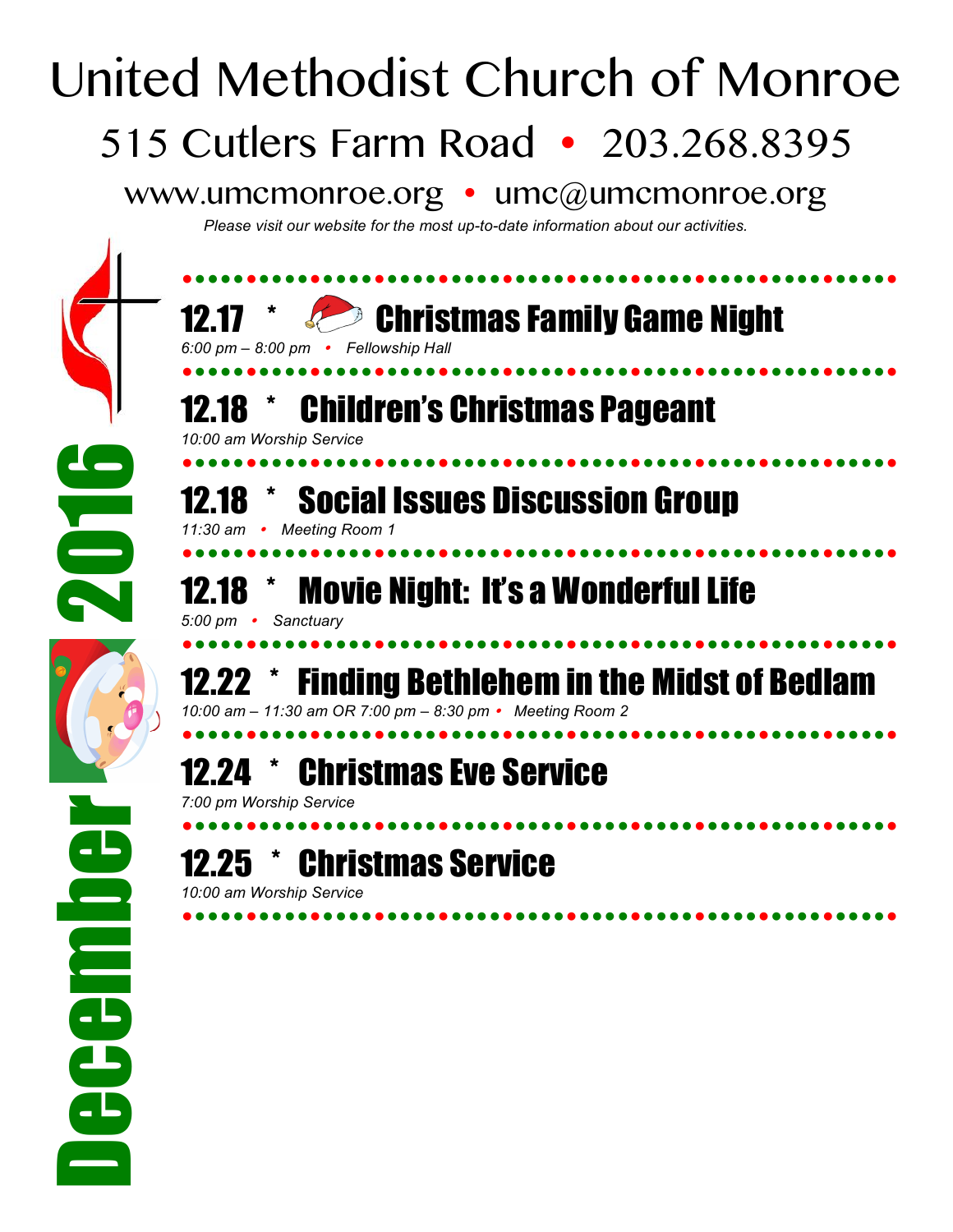# United Methodist Church of Monroe

## 515 Cutlers Farm Road • 203.268.8395

www.umcmonroe.org • umc@umcmonroe.org

*Please visit our website for the most up-to-date information about our activities.*

December 2016

## 12.17 * Christmas Family Game Night

*6:00 pm – 8:00 pm • Fellowship Hall*

## 12.18 * Children's Christmas Pageant

*10:00 am Worship Service*

## 12.18 * Social Issues Discussion Group

*11:30 am • Meeting Room 1*

## 12.18 * Movie Night: It's a Wonderful Life

*5:00 pm • Sanctuary*

## 12.22 * Finding Bethlehem in the Midst of Bedlam

*10:00 am – 11:30 am OR 7:00 pm – 8:30 pm • Meeting Room 2*

## 12.24 * Christmas Eve Service

*7:00 pm Worship Service*

## 12.25 * Christmas Service

*10:00 am Worship Service*